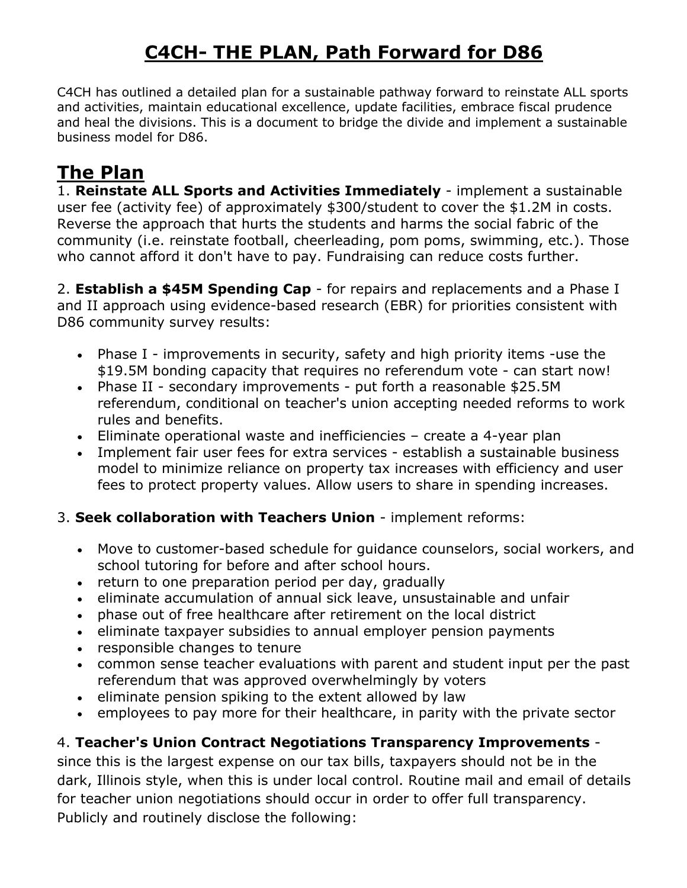# C4CH- THE PLAN, Path Forward for D86

C4CH has outlined a detailed plan for a sustainable pathway forward to reinstate ALL sports and activities, maintain educational excellence, update facilities, embrace fiscal prudence and heal the divisions. This is a document to bridge the divide and implement a sustainable business model for D86.

## The Plan

1. **Reinstate ALL Sports and Activities Immediately** - implement a sustainable user fee (activity fee) of approximately $300/student to cover the $1.2M in costs. Reverse the approach that hurts the students and harms the social fabric of the community (i.e. reinstate football, cheerleading, pom poms, swimming, etc.). Those who cannot afford it don't have to pay. Fundraising can reduce costs further.

2. **Establish a $45M Spending Cap** - for repairs and replacements and a Phase I and II approach using evidence-based research (EBR) for priorities consistent with D86 community survey results:

   - Phase I - improvements in security, safety and high priority items -use the $19.5M bonding capacity that requires no referendum vote - can start now!
   - Phase II - secondary improvements - put forth a reasonable $25.5M referendum, conditional on teacher's union accepting needed reforms to work rules and benefits.
   - Eliminate operational waste and inefficiencies – create a 4-year plan
   - Implement fair user fees for extra services - establish a sustainable business model to minimize reliance on property tax increases with efficiency and user fees to protect property values. Allow users to share in spending increases.

3. **Seek collaboration with Teachers Union** - implement reforms:

   - Move to customer-based schedule for guidance counselors, social workers, and school tutoring for before and after school hours.
   - return to one preparation period per day, gradually
   - eliminate accumulation of annual sick leave, unsustainable and unfair
   - phase out of free healthcare after retirement on the local district
   - eliminate taxpayer subsidies to annual employer pension payments
   - responsible changes to tenure
   - common sense teacher evaluations with parent and student input per the past referendum that was approved overwhelmingly by voters
   - eliminate pension spiking to the extent allowed by law
   - employees to pay more for their healthcare, in parity with the private sector

4. **Teacher's Union Contract Negotiations Transparency Improvements** - since this is the largest expense on our tax bills, taxpayers should not be in the dark, Illinois style, when this is under local control. Routine mail and email of details for teacher union negotiations should occur in order to offer full transparency. Publicly and routinely disclose the following: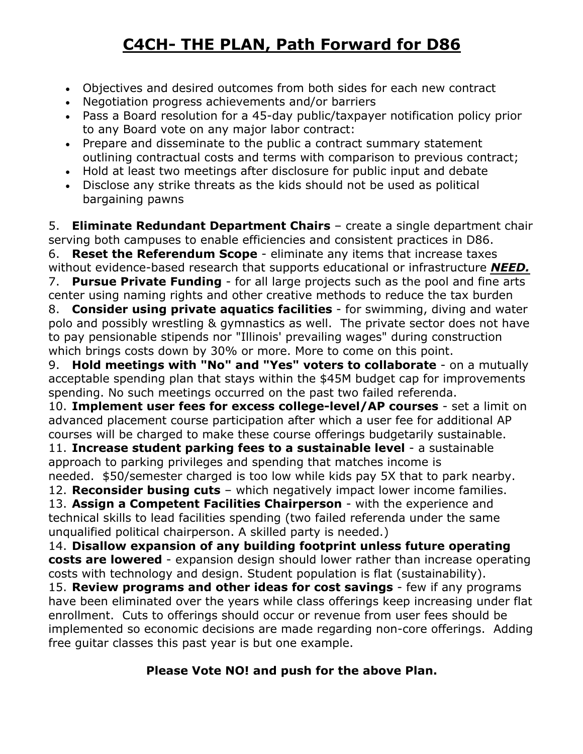# C4CH- THE PLAN, Path Forward for D86

- Objectives and desired outcomes from both sides for each new contract
- Negotiation progress achievements and/or barriers
- Pass a Board resolution for a 45-day public/taxpayer notification policy prior to any Board vote on any major labor contract:
- Prepare and disseminate to the public a contract summary statement outlining contractual costs and terms with comparison to previous contract;
- Hold at least two meetings after disclosure for public input and debate
- Disclose any strike threats as the kids should not be used as political bargaining pawns

5. **Eliminate Redundant Department Chairs** – create a single department chair serving both campuses to enable efficiencies and consistent practices in D86.
6. **Reset the Referendum Scope** - eliminate any items that increase taxes without evidence-based research that supports educational or infrastructure ***NEED.***
7. **Pursue Private Funding** - for all large projects such as the pool and fine arts center using naming rights and other creative methods to reduce the tax burden
8. **Consider using private aquatics facilities** - for swimming, diving and water polo and possibly wrestling & gymnastics as well. The private sector does not have to pay pensionable stipends nor "Illinois' prevailing wages" during construction which brings costs down by 30% or more. More to come on this point.
9. **Hold meetings with "No" and "Yes" voters to collaborate** - on a mutually acceptable spending plan that stays within the $45M budget cap for improvements spending. No such meetings occurred on the past two failed referenda.
10. **Implement user fees for excess college-level/AP courses** - set a limit on advanced placement course participation after which a user fee for additional AP courses will be charged to make these course offerings budgetarily sustainable.
11. **Increase student parking fees to a sustainable level** - a sustainable approach to parking privileges and spending that matches income is needed. $50/semester charged is too low while kids pay 5X that to park nearby.
12. **Reconsider busing cuts** – which negatively impact lower income families.
13. **Assign a Competent Facilities Chairperson** - with the experience and technical skills to lead facilities spending (two failed referenda under the same unqualified political chairperson. A skilled party is needed.)
14. **Disallow expansion of any building footprint unless future operating costs are lowered** - expansion design should lower rather than increase operating costs with technology and design. Student population is flat (sustainability).
15. **Review programs and other ideas for cost savings** - few if any programs have been eliminated over the years while class offerings keep increasing under flat enrollment. Cuts to offerings should occur or revenue from user fees should be implemented so economic decisions are made regarding non-core offerings. Adding free guitar classes this past year is but one example.

**Please Vote NO! and push for the above Plan.**